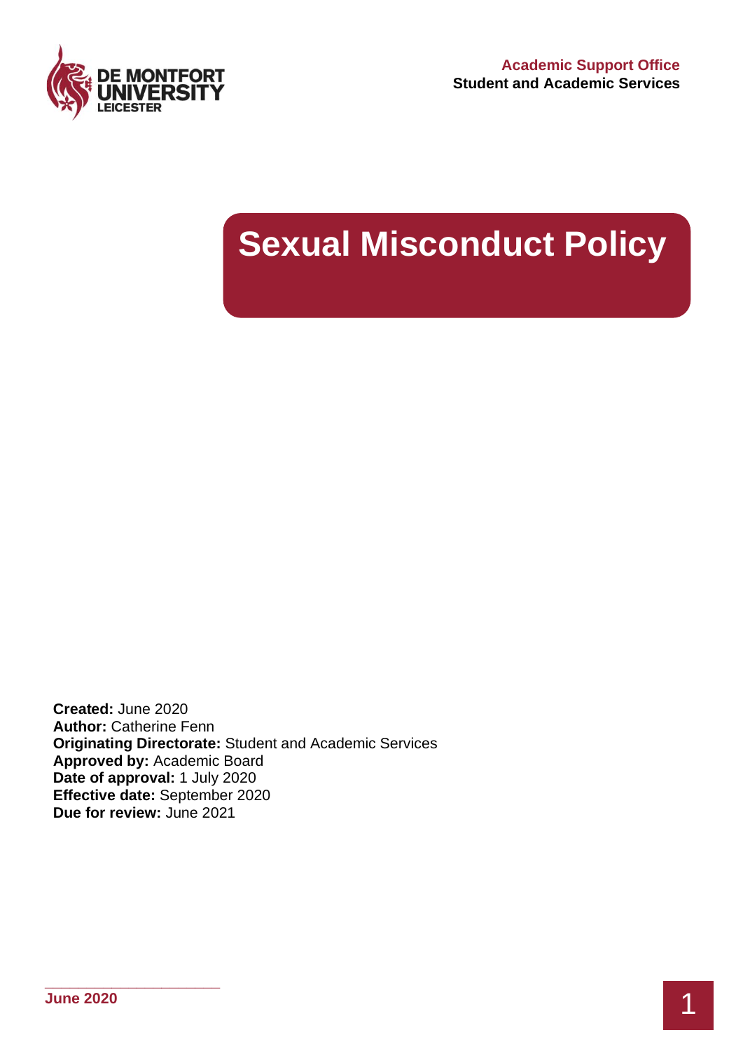Academic Support Office
**Student and Academic Services**

# Sexual Misconduct Policy

**Created:** June 2020
**Author:** Catherine Fenn
**Originating Directorate:** Student and Academic Services
**Approved by:** Academic Board
**Date of approval:** 1 July 2020
**Effective date:** September 2020
**Due for review:** June 2021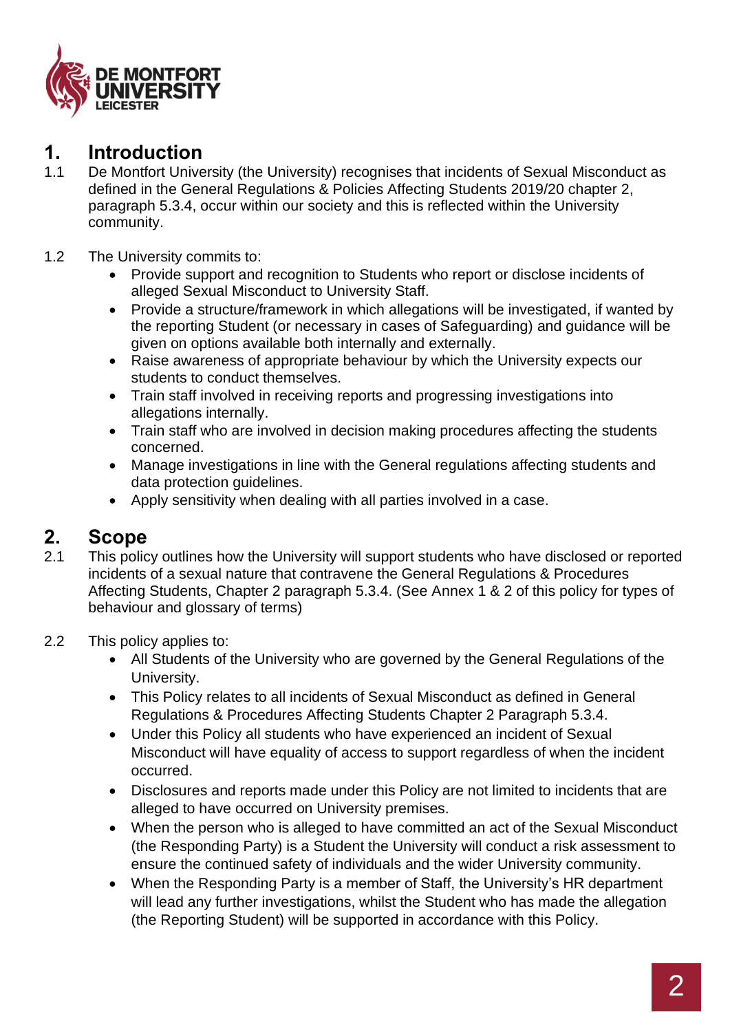## 1. Introduction

1.1 De Montfort University (the University) recognises that incidents of Sexual Misconduct as defined in the General Regulations & Policies Affecting Students 2019/20 chapter 2, paragraph 5.3.4, occur within our society and this is reflected within the University community.

1.2 The University commits to:

- Provide support and recognition to Students who report or disclose incidents of alleged Sexual Misconduct to University Staff.
- Provide a structure/framework in which allegations will be investigated, if wanted by the reporting Student (or necessary in cases of Safeguarding) and guidance will be given on options available both internally and externally.
- Raise awareness of appropriate behaviour by which the University expects our students to conduct themselves.
- Train staff involved in receiving reports and progressing investigations into allegations internally.
- Train staff who are involved in decision making procedures affecting the students concerned.
- Manage investigations in line with the General regulations affecting students and data protection guidelines.
- Apply sensitivity when dealing with all parties involved in a case.

## 2. Scope

2.1 This policy outlines how the University will support students who have disclosed or reported incidents of a sexual nature that contravene the General Regulations & Procedures Affecting Students, Chapter 2 paragraph 5.3.4. (See Annex 1 & 2 of this policy for types of behaviour and glossary of terms)

2.2 This policy applies to:

- All Students of the University who are governed by the General Regulations of the University.
- This Policy relates to all incidents of Sexual Misconduct as defined in General Regulations & Procedures Affecting Students Chapter 2 Paragraph 5.3.4.
- Under this Policy all students who have experienced an incident of Sexual Misconduct will have equality of access to support regardless of when the incident occurred.
- Disclosures and reports made under this Policy are not limited to incidents that are alleged to have occurred on University premises.
- When the person who is alleged to have committed an act of the Sexual Misconduct (the Responding Party) is a Student the University will conduct a risk assessment to ensure the continued safety of individuals and the wider University community.
- When the Responding Party is a member of Staff, the University's HR department will lead any further investigations, whilst the Student who has made the allegation (the Reporting Student) will be supported in accordance with this Policy.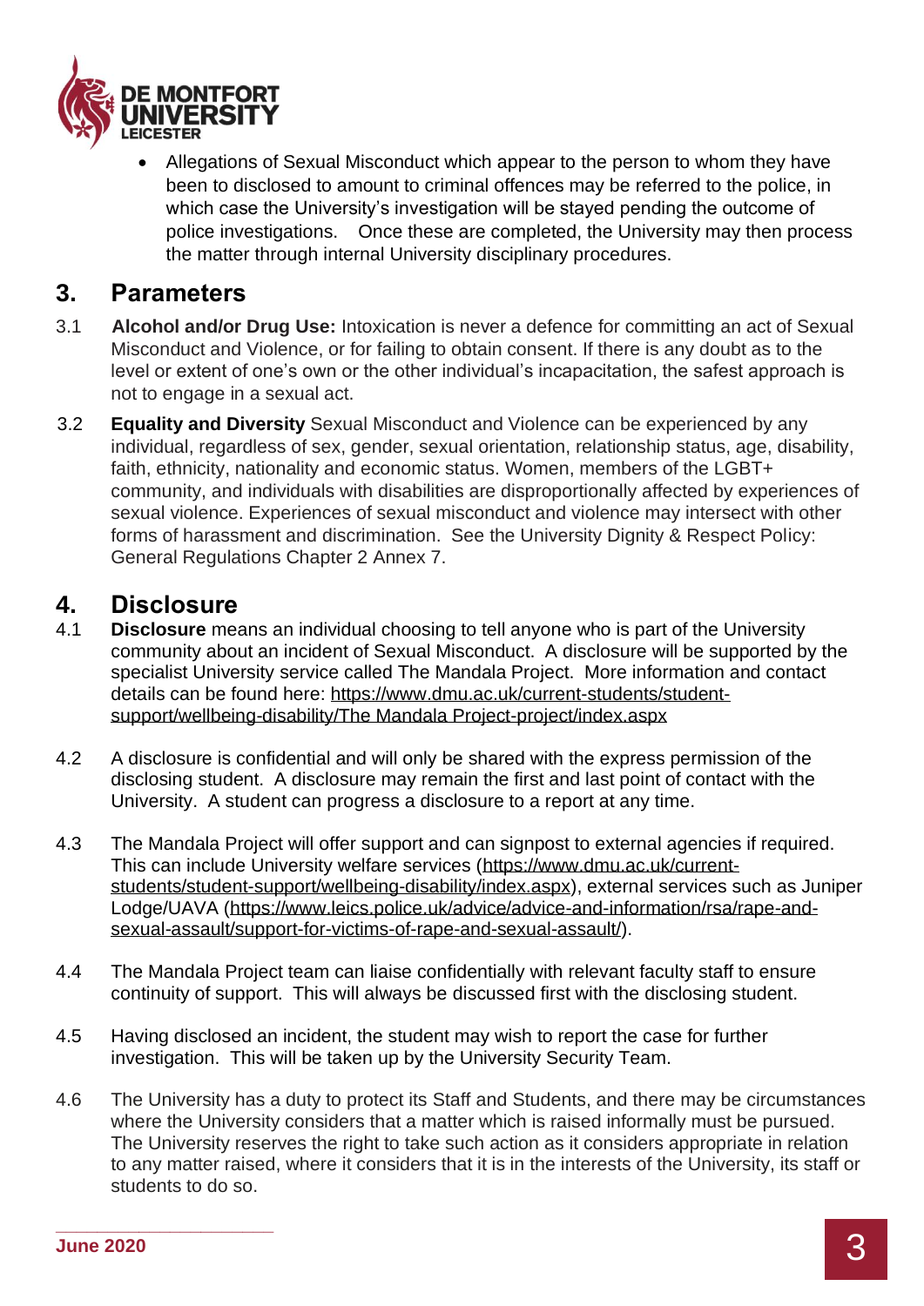- Allegations of Sexual Misconduct which appear to the person to whom they have been to disclosed to amount to criminal offences may be referred to the police, in which case the University's investigation will be stayed pending the outcome of police investigations. Once these are completed, the University may then process the matter through internal University disciplinary procedures.

## 3. Parameters

3.1 **Alcohol and/or Drug Use:** Intoxication is never a defence for committing an act of Sexual Misconduct and Violence, or for failing to obtain consent. If there is any doubt as to the level or extent of one's own or the other individual's incapacitation, the safest approach is not to engage in a sexual act.

3.2 **Equality and Diversity** Sexual Misconduct and Violence can be experienced by any individual, regardless of sex, gender, sexual orientation, relationship status, age, disability, faith, ethnicity, nationality and economic status. Women, members of the LGBT+ community, and individuals with disabilities are disproportionally affected by experiences of sexual violence. Experiences of sexual misconduct and violence may intersect with other forms of harassment and discrimination. See the University Dignity & Respect Policy: General Regulations Chapter 2 Annex 7.

## 4. Disclosure

4.1 **Disclosure** means an individual choosing to tell anyone who is part of the University community about an incident of Sexual Misconduct. A disclosure will be supported by the specialist University service called The Mandala Project. More information and contact details can be found here: https://www.dmu.ac.uk/current-students/student-support/wellbeing-disability/The Mandala Project-project/index.aspx

4.2 A disclosure is confidential and will only be shared with the express permission of the disclosing student. A disclosure may remain the first and last point of contact with the University. A student can progress a disclosure to a report at any time.

4.3 The Mandala Project will offer support and can signpost to external agencies if required. This can include University welfare services (https://www.dmu.ac.uk/current-students/student-support/wellbeing-disability/index.aspx), external services such as Juniper Lodge/UAVA (https://www.leics.police.uk/advice/advice-and-information/rsa/rape-and-sexual-assault/support-for-victims-of-rape-and-sexual-assault/).

4.4 The Mandala Project team can liaise confidentially with relevant faculty staff to ensure continuity of support. This will always be discussed first with the disclosing student.

4.5 Having disclosed an incident, the student may wish to report the case for further investigation. This will be taken up by the University Security Team.

4.6 The University has a duty to protect its Staff and Students, and there may be circumstances where the University considers that a matter which is raised informally must be pursued. The University reserves the right to take such action as it considers appropriate in relation to any matter raised, where it considers that it is in the interests of the University, its staff or students to do so.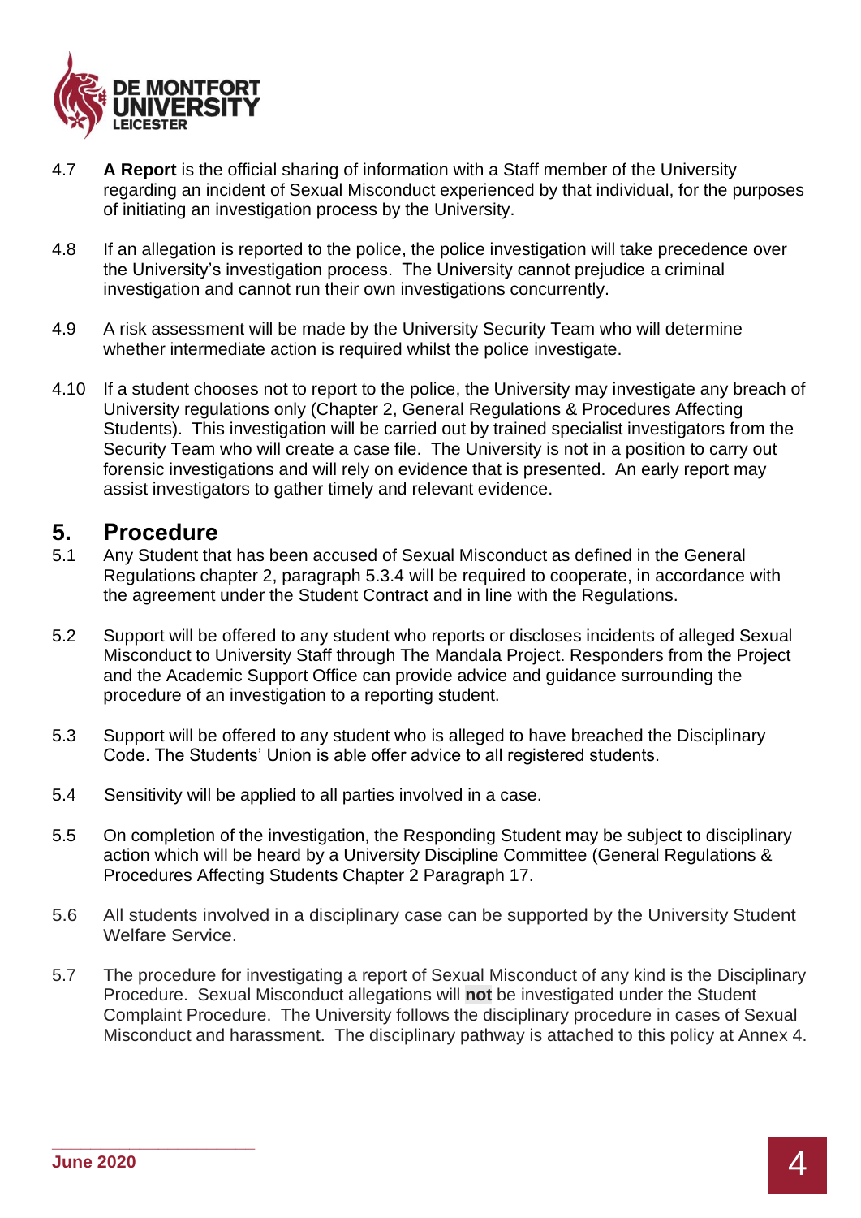4.7 **A Report** is the official sharing of information with a Staff member of the University regarding an incident of Sexual Misconduct experienced by that individual, for the purposes of initiating an investigation process by the University.

4.8 If an allegation is reported to the police, the police investigation will take precedence over the University's investigation process. The University cannot prejudice a criminal investigation and cannot run their own investigations concurrently.

4.9 A risk assessment will be made by the University Security Team who will determine whether intermediate action is required whilst the police investigate.

4.10 If a student chooses not to report to the police, the University may investigate any breach of University regulations only (Chapter 2, General Regulations & Procedures Affecting Students). This investigation will be carried out by trained specialist investigators from the Security Team who will create a case file. The University is not in a position to carry out forensic investigations and will rely on evidence that is presented. An early report may assist investigators to gather timely and relevant evidence.

## 5. Procedure

5.1 Any Student that has been accused of Sexual Misconduct as defined in the General Regulations chapter 2, paragraph 5.3.4 will be required to cooperate, in accordance with the agreement under the Student Contract and in line with the Regulations.

5.2 Support will be offered to any student who reports or discloses incidents of alleged Sexual Misconduct to University Staff through The Mandala Project. Responders from the Project and the Academic Support Office can provide advice and guidance surrounding the procedure of an investigation to a reporting student.

5.3 Support will be offered to any student who is alleged to have breached the Disciplinary Code. The Students' Union is able offer advice to all registered students.

5.4 Sensitivity will be applied to all parties involved in a case.

5.5 On completion of the investigation, the Responding Student may be subject to disciplinary action which will be heard by a University Discipline Committee (General Regulations & Procedures Affecting Students Chapter 2 Paragraph 17.

5.6 All students involved in a disciplinary case can be supported by the University Student Welfare Service.

5.7 The procedure for investigating a report of Sexual Misconduct of any kind is the Disciplinary Procedure. Sexual Misconduct allegations will **not** be investigated under the Student Complaint Procedure. The University follows the disciplinary procedure in cases of Sexual Misconduct and harassment. The disciplinary pathway is attached to this policy at Annex 4.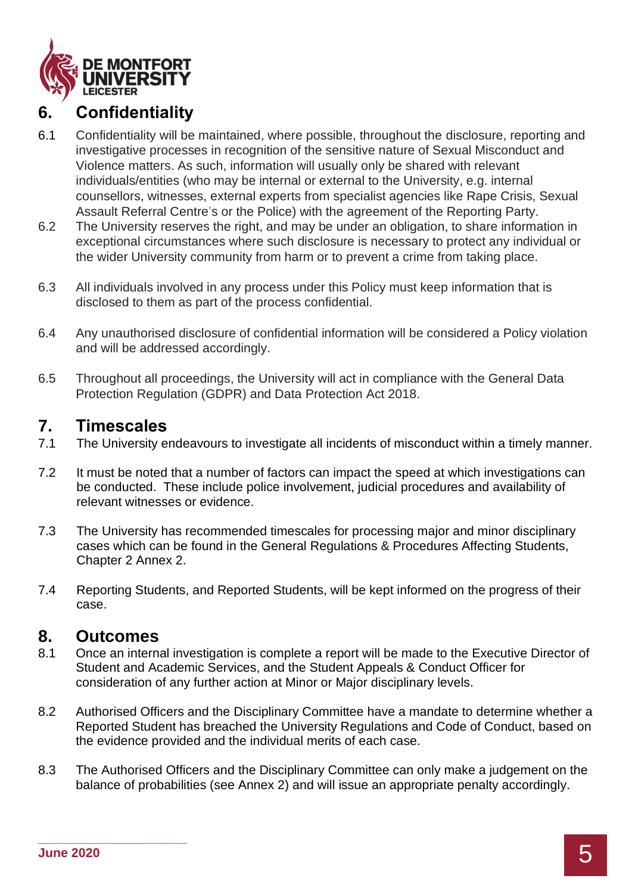## 6. Confidentiality

6.1 Confidentiality will be maintained, where possible, throughout the disclosure, reporting and investigative processes in recognition of the sensitive nature of Sexual Misconduct and Violence matters. As such, information will usually only be shared with relevant individuals/entities (who may be internal or external to the University, e.g. internal counsellors, witnesses, external experts from specialist agencies like Rape Crisis, Sexual Assault Referral Centre's or the Police) with the agreement of the Reporting Party.

6.2 The University reserves the right, and may be under an obligation, to share information in exceptional circumstances where such disclosure is necessary to protect any individual or the wider University community from harm or to prevent a crime from taking place.

6.3 All individuals involved in any process under this Policy must keep information that is disclosed to them as part of the process confidential.

6.4 Any unauthorised disclosure of confidential information will be considered a Policy violation and will be addressed accordingly.

6.5 Throughout all proceedings, the University will act in compliance with the General Data Protection Regulation (GDPR) and Data Protection Act 2018.

## 7. Timescales

7.1 The University endeavours to investigate all incidents of misconduct within a timely manner.

7.2 It must be noted that a number of factors can impact the speed at which investigations can be conducted. These include police involvement, judicial procedures and availability of relevant witnesses or evidence.

7.3 The University has recommended timescales for processing major and minor disciplinary cases which can be found in the General Regulations & Procedures Affecting Students, Chapter 2 Annex 2.

7.4 Reporting Students, and Reported Students, will be kept informed on the progress of their case.

## 8. Outcomes

8.1 Once an internal investigation is complete a report will be made to the Executive Director of Student and Academic Services, and the Student Appeals & Conduct Officer for consideration of any further action at Minor or Major disciplinary levels.

8.2 Authorised Officers and the Disciplinary Committee have a mandate to determine whether a Reported Student has breached the University Regulations and Code of Conduct, based on the evidence provided and the individual merits of each case.

8.3 The Authorised Officers and the Disciplinary Committee can only make a judgement on the balance of probabilities (see Annex 2) and will issue an appropriate penalty accordingly.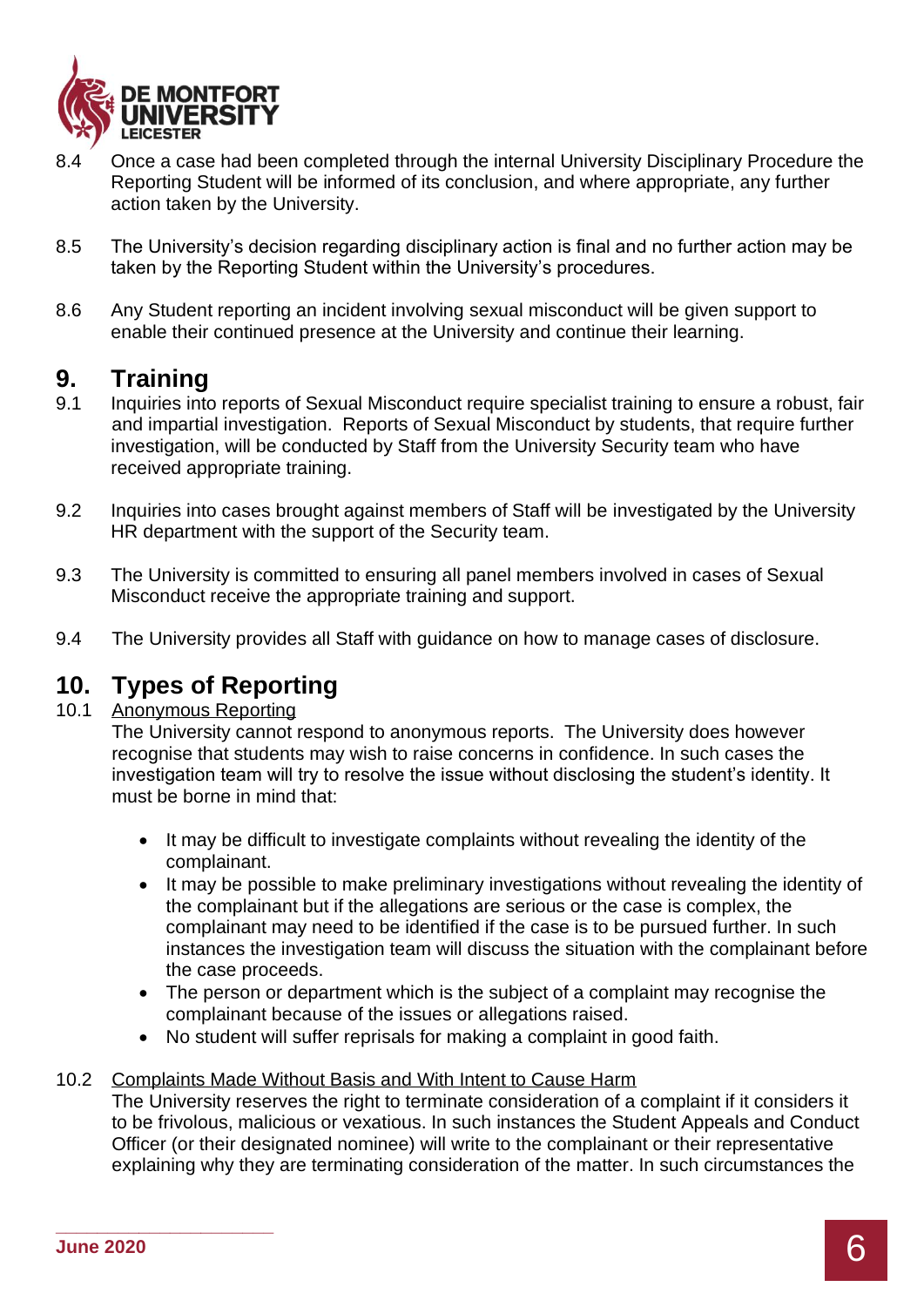8.4 Once a case had been completed through the internal University Disciplinary Procedure the Reporting Student will be informed of its conclusion, and where appropriate, any further action taken by the University.

8.5 The University's decision regarding disciplinary action is final and no further action may be taken by the Reporting Student within the University's procedures.

8.6 Any Student reporting an incident involving sexual misconduct will be given support to enable their continued presence at the University and continue their learning.

# 9. Training

9.1 Inquiries into reports of Sexual Misconduct require specialist training to ensure a robust, fair and impartial investigation. Reports of Sexual Misconduct by students, that require further investigation, will be conducted by Staff from the University Security team who have received appropriate training.

9.2 Inquiries into cases brought against members of Staff will be investigated by the University HR department with the support of the Security team.

9.3 The University is committed to ensuring all panel members involved in cases of Sexual Misconduct receive the appropriate training and support.

9.4 The University provides all Staff with guidance on how to manage cases of disclosure.

# 10. Types of Reporting

10.1 Anonymous Reporting

The University cannot respond to anonymous reports. The University does however recognise that students may wish to raise concerns in confidence. In such cases the investigation team will try to resolve the issue without disclosing the student's identity. It must be borne in mind that:

- It may be difficult to investigate complaints without revealing the identity of the complainant.
- It may be possible to make preliminary investigations without revealing the identity of the complainant but if the allegations are serious or the case is complex, the complainant may need to be identified if the case is to be pursued further. In such instances the investigation team will discuss the situation with the complainant before the case proceeds.
- The person or department which is the subject of a complaint may recognise the complainant because of the issues or allegations raised.
- No student will suffer reprisals for making a complaint in good faith.

10.2 Complaints Made Without Basis and With Intent to Cause Harm

The University reserves the right to terminate consideration of a complaint if it considers it to be frivolous, malicious or vexatious. In such instances the Student Appeals and Conduct Officer (or their designated nominee) will write to the complainant or their representative explaining why they are terminating consideration of the matter. In such circumstances the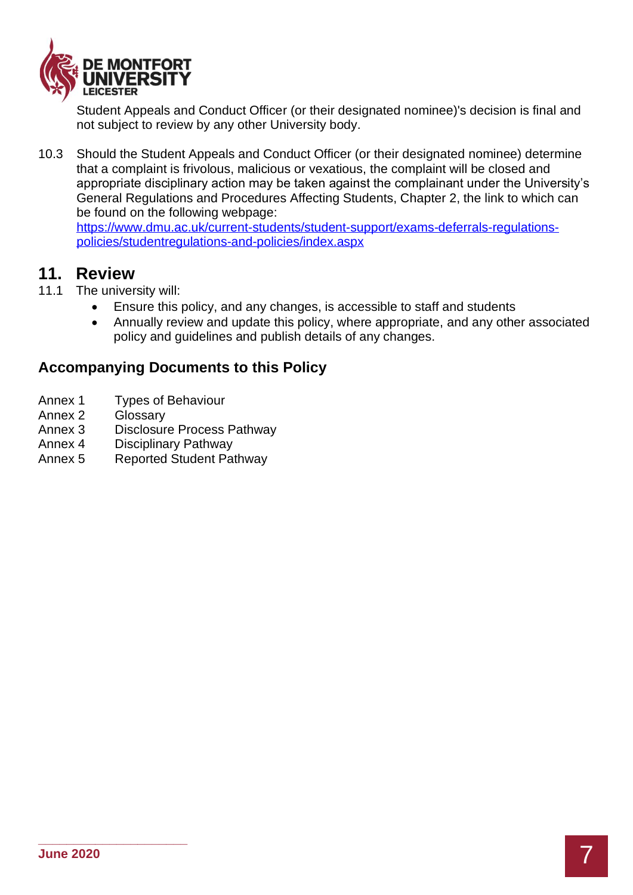Student Appeals and Conduct Officer (or their designated nominee)'s decision is final and not subject to review by any other University body.

10.3 Should the Student Appeals and Conduct Officer (or their designated nominee) determine that a complaint is frivolous, malicious or vexatious, the complaint will be closed and appropriate disciplinary action may be taken against the complainant under the University's General Regulations and Procedures Affecting Students, Chapter 2, the link to which can be found on the following webpage: [https://www.dmu.ac.uk/current-students/student-support/exams-deferrals-regulations-policies/studentregulations-and-policies/index.aspx](https://www.dmu.ac.uk/current-students/student-support/exams-deferrals-regulations-policies/studentregulations-and-policies/index.aspx)

## 11. Review

11.1 The university will:

- Ensure this policy, and any changes, is accessible to staff and students
- Annually review and update this policy, where appropriate, and any other associated policy and guidelines and publish details of any changes.

### Accompanying Documents to this Policy

Annex 1 Types of Behaviour
Annex 2 Glossary
Annex 3 Disclosure Process Pathway
Annex 4 Disciplinary Pathway
Annex 5 Reported Student Pathway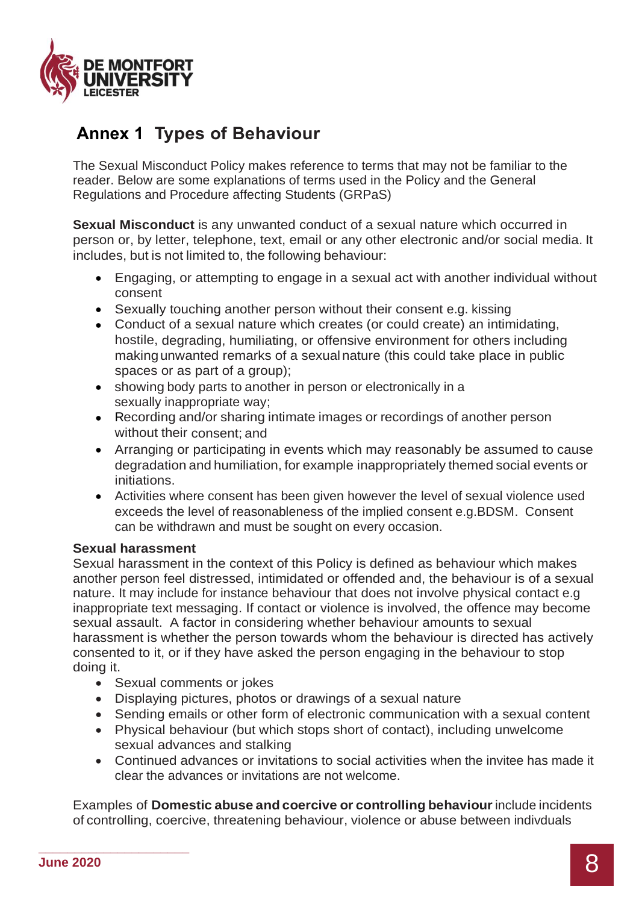## Annex 1  Types of Behaviour

The Sexual Misconduct Policy makes reference to terms that may not be familiar to the reader. Below are some explanations of terms used in the Policy and the General Regulations and Procedure affecting Students (GRPaS)

**Sexual Misconduct** is any unwanted conduct of a sexual nature which occurred in person or, by letter, telephone, text, email or any other electronic and/or social media. It includes, but is not limited to, the following behaviour:

- Engaging, or attempting to engage in a sexual act with another individual without consent
- Sexually touching another person without their consent e.g. kissing
- Conduct of a sexual nature which creates (or could create) an intimidating, hostile, degrading, humiliating, or offensive environment for others including making unwanted remarks of a sexual nature (this could take place in public spaces or as part of a group);
- showing body parts to another in person or electronically in a sexually inappropriate way;
- Recording and/or sharing intimate images or recordings of another person without their consent; and
- Arranging or participating in events which may reasonably be assumed to cause degradation and humiliation, for example inappropriately themed social events or initiations.
- Activities where consent has been given however the level of sexual violence used exceeds the level of reasonableness of the implied consent e.g.BDSM.  Consent can be withdrawn and must be sought on every occasion.

**Sexual harassment**

Sexual harassment in the context of this Policy is defined as behaviour which makes another person feel distressed, intimidated or offended and, the behaviour is of a sexual nature. It may include for instance behaviour that does not involve physical contact e.g inappropriate text messaging. If contact or violence is involved, the offence may become sexual assault.  A factor in considering whether behaviour amounts to sexual harassment is whether the person towards whom the behaviour is directed has actively consented to it, or if they have asked the person engaging in the behaviour to stop doing it.

- Sexual comments or jokes
- Displaying pictures, photos or drawings of a sexual nature
- Sending emails or other form of electronic communication with a sexual content
- Physical behaviour (but which stops short of contact), including unwelcome sexual advances and stalking
- Continued advances or invitations to social activities when the invitee has made it clear the advances or invitations are not welcome.

Examples of **Domestic abuse and coercive or controlling behaviour** include incidents of controlling, coercive, threatening behaviour, violence or abuse between indivduals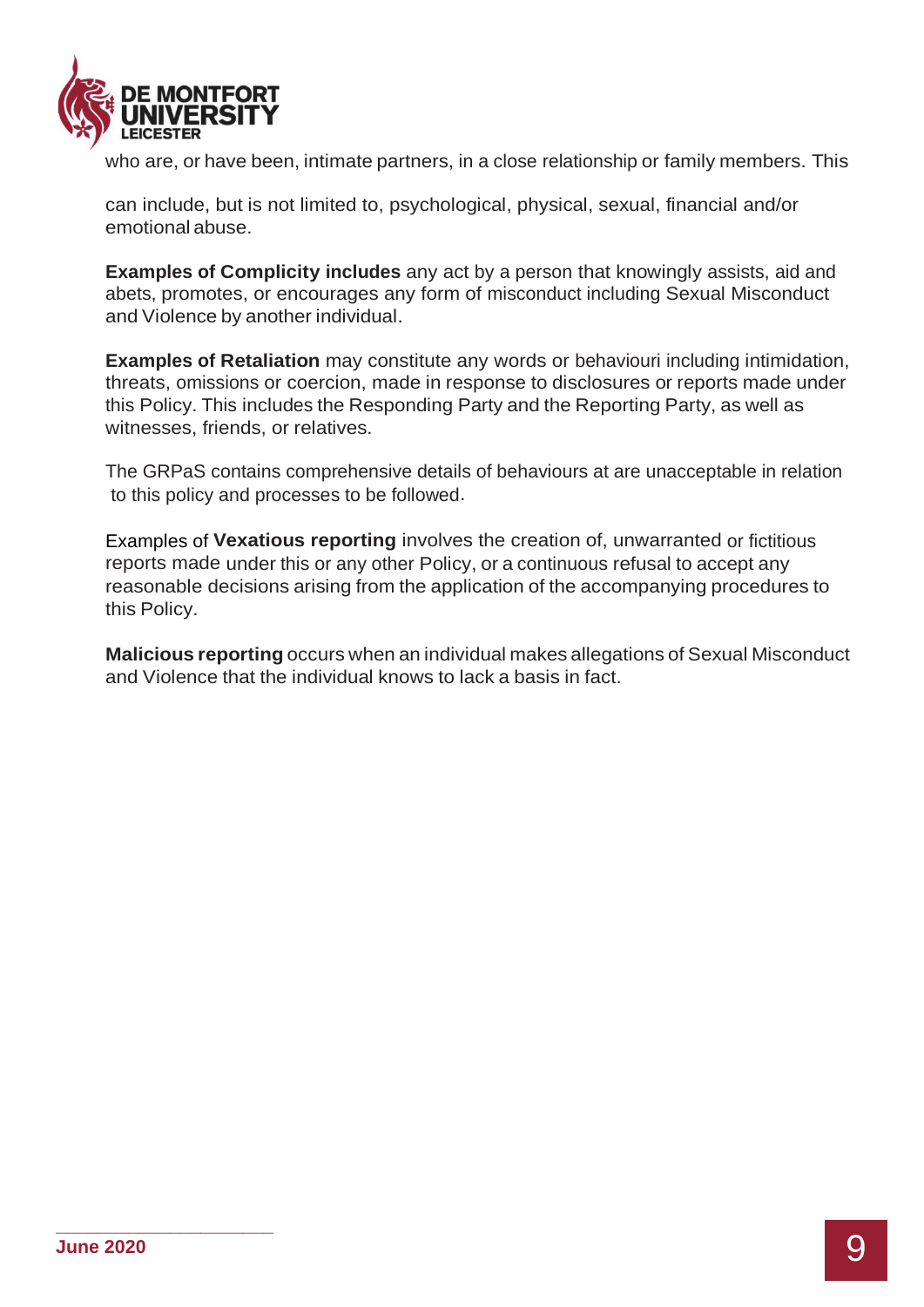who are, or have been, intimate partners, in a close relationship or family members. This

can include, but is not limited to, psychological, physical, sexual, financial and/or emotional abuse.

**Examples of Complicity includes** any act by a person that knowingly assists, aid and abets, promotes, or encourages any form of misconduct including Sexual Misconduct and Violence by another individual.

**Examples of Retaliation** may constitute any words or behaviouri including intimidation, threats, omissions or coercion, made in response to disclosures or reports made under this Policy. This includes the Responding Party and the Reporting Party, as well as witnesses, friends, or relatives.

The GRPaS contains comprehensive details of behaviours at are unacceptable in relation to this policy and processes to be followed.

Examples of **Vexatious reporting** involves the creation of, unwarranted or fictitious reports made under this or any other Policy, or a continuous refusal to accept any reasonable decisions arising from the application of the accompanying procedures to this Policy.

**Malicious reporting** occurs when an individual makes allegations of Sexual Misconduct and Violence that the individual knows to lack a basis in fact.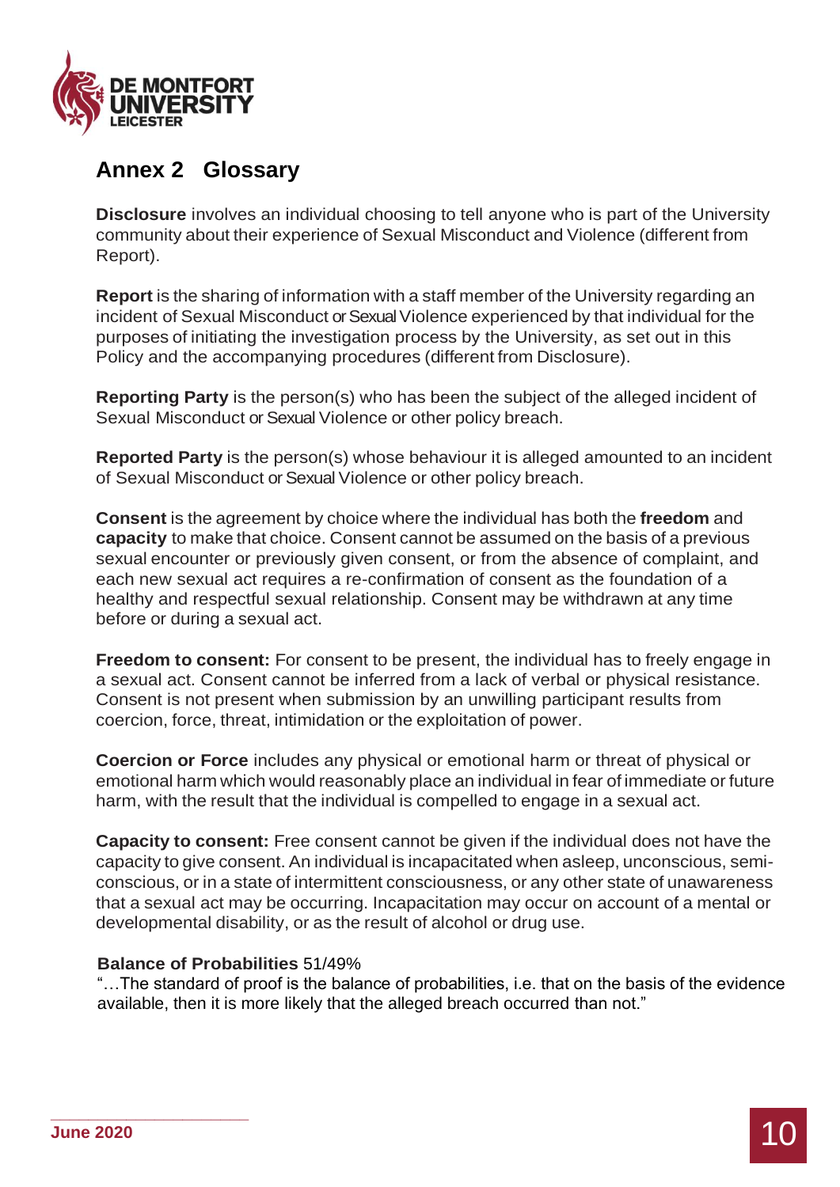## Annex 2 Glossary

**Disclosure** involves an individual choosing to tell anyone who is part of the University community about their experience of Sexual Misconduct and Violence (different from Report).

**Report** is the sharing of information with a staff member of the University regarding an incident of Sexual Misconduct or Sexual Violence experienced by that individual for the purposes of initiating the investigation process by the University, as set out in this Policy and the accompanying procedures (different from Disclosure).

**Reporting Party** is the person(s) who has been the subject of the alleged incident of Sexual Misconduct or Sexual Violence or other policy breach.

**Reported Party** is the person(s) whose behaviour it is alleged amounted to an incident of Sexual Misconduct or Sexual Violence or other policy breach.

**Consent** is the agreement by choice where the individual has both the **freedom** and **capacity** to make that choice. Consent cannot be assumed on the basis of a previous sexual encounter or previously given consent, or from the absence of complaint, and each new sexual act requires a re-confirmation of consent as the foundation of a healthy and respectful sexual relationship. Consent may be withdrawn at any time before or during a sexual act.

**Freedom to consent:** For consent to be present, the individual has to freely engage in a sexual act. Consent cannot be inferred from a lack of verbal or physical resistance. Consent is not present when submission by an unwilling participant results from coercion, force, threat, intimidation or the exploitation of power.

**Coercion or Force** includes any physical or emotional harm or threat of physical or emotional harm which would reasonably place an individual in fear of immediate or future harm, with the result that the individual is compelled to engage in a sexual act.

**Capacity to consent:** Free consent cannot be given if the individual does not have the capacity to give consent. An individual is incapacitated when asleep, unconscious, semi-conscious, or in a state of intermittent consciousness, or any other state of unawareness that a sexual act may be occurring. Incapacitation may occur on account of a mental or developmental disability, or as the result of alcohol or drug use.

**Balance of Probabilities** 51/49%
"…The standard of proof is the balance of probabilities, i.e. that on the basis of the evidence available, then it is more likely that the alleged breach occurred than not."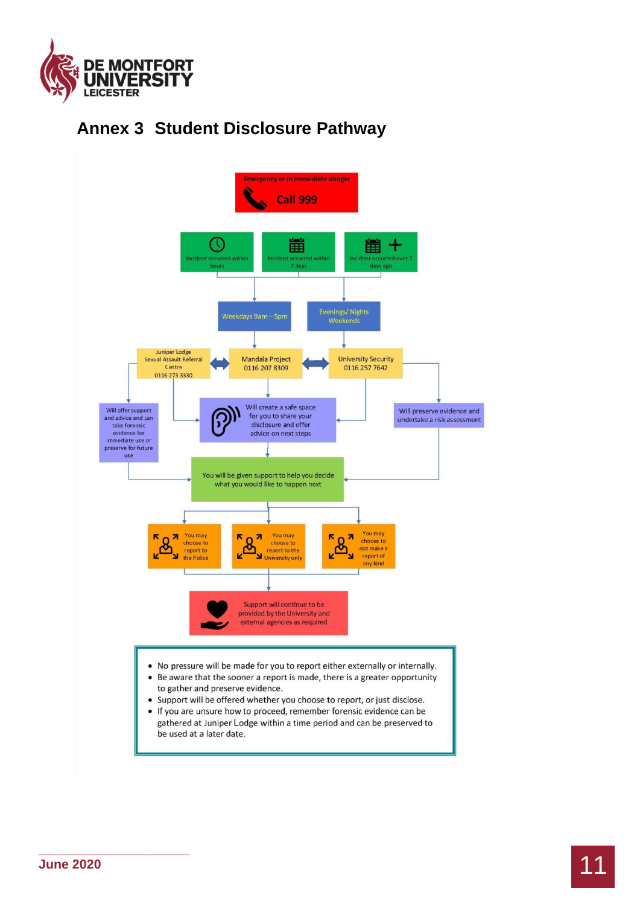# Annex 3 Student Disclosure Pathway

Emergency or in immediate danger

**Call 999**

Incident occurred within hours

Incident occurred within 7 days

Incident occurred over 7 days ago

Weekdays 9am – 5pm

Evenings/ Nights Weekends

Juniper Lodge Sexual Assault Referral Centre 0116 273 3330

Mandala Project 0116 207 8309

University Security 0116 257 7642

Will offer support and advice and can take forensic evidence for immediate use or preserve for future use

Will create a safe space for you to share your disclosure and offer advice on next steps

Will preserve evidence and undertake a risk assessment

You will be given support to help you decide what you would like to happen next

You may choose to report to the Police

You may choose to report to the University only

You may choose to not make a report of any kind

Support will continue to be provided by the University and external agencies as required

- No pressure will be made for you to report either externally or internally.
- Be aware that the sooner a report is made, there is a greater opportunity to gather and preserve evidence.
- Support will be offered whether you choose to report, or just disclose.
- If you are unsure how to proceed, remember forensic evidence can be gathered at Juniper Lodge within a time period and can be preserved to be used at a later date.

June 2020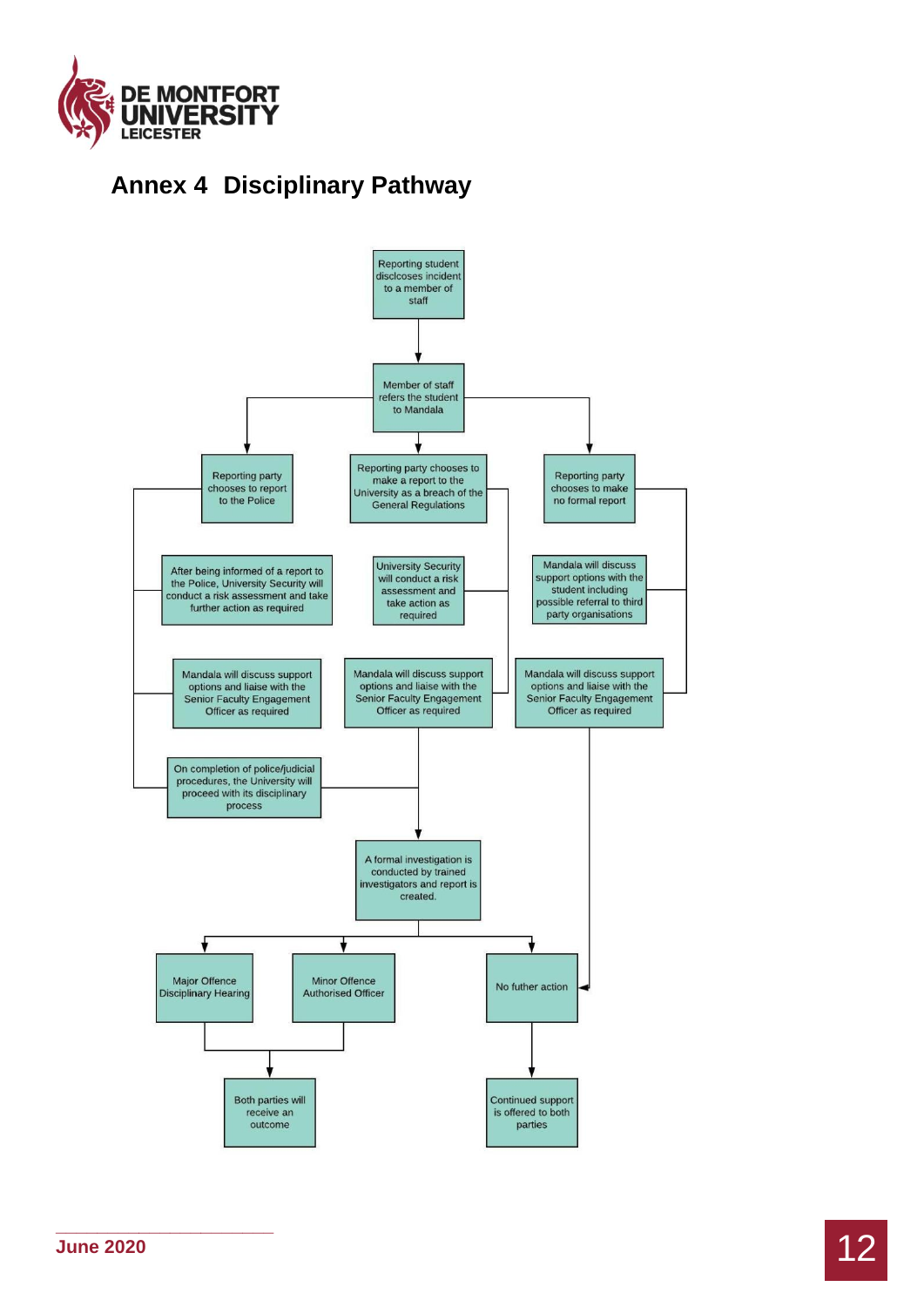## Annex 4 Disciplinary Pathway

Reporting student disclcoses incident to a member of staff

Member of staff refers the student to Mandala

Reporting party chooses to report to the Police

Reporting party chooses to make a report to the University as a breach of the General Regulations

Reporting party chooses to make no formal report

After being informed of a report to the Police, University Security will conduct a risk assessment and take further action as required

University Security will conduct a risk assessment and take action as required

Mandala will discuss support options with the student including possible referral to third party organisations

Mandala will discuss support options and liaise with the Senior Faculty Engagement Officer as required

Mandala will discuss support options and liaise with the Senior Faculty Engagement Officer as required

Mandala will discuss support options and liaise with the Senior Faculty Engagement Officer as required

On completion of police/judicial procedures, the University will proceed with its disciplinary process

A formal investigation is conducted by trained investigators and report is created.

Major Offence Disciplinary Hearing

Minor Offence Authorised Officer

No futher action

Both parties will receive an outcome

Continued support is offered to both parties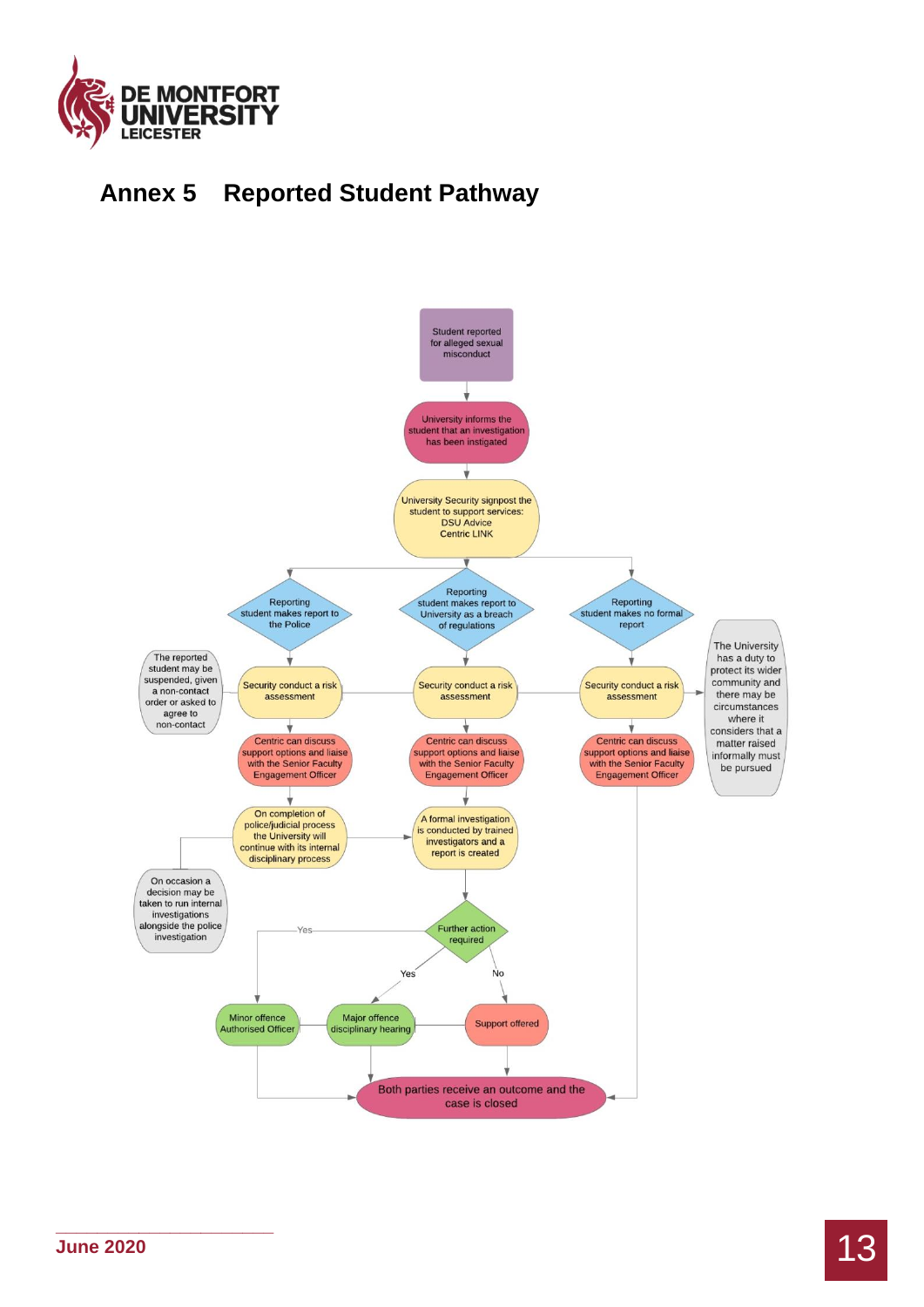# Annex 5 Reported Student Pathway

Student reported for alleged sexual misconduct

University informs the student that an investigation has been instigated

University Security signpost the student to support services: DSU Advice Centric LINK

Reporting student makes report to the Police

Reporting student makes report to University as a breach of regulations

Reporting student makes no formal report

The reported student may be suspended, given a non-contact order or asked to agree to non-contact

Security conduct a risk assessment

Security conduct a risk assessment

Security conduct a risk assessment

The University has a duty to protect its wider community and there may be circumstances where it considers that a matter raised informally must be pursued

Centric can discuss support options and liaise with the Senior Faculty Engagement Officer

Centric can discuss support options and liaise with the Senior Faculty Engagement Officer

Centric can discuss support options and liaise with the Senior Faculty Engagement Officer

On completion of police/judicial process the University will continue with its internal disciplinary process

A formal investigation is conducted by trained investigators and a report is created

On occasion a decision may be taken to run internal investigations alongside the police investigation

Further action required

Yes

Yes

No

Minor offence Authorised Officer

Major offence disciplinary hearing

Support offered

Both parties receive an outcome and the case is closed

June 2020